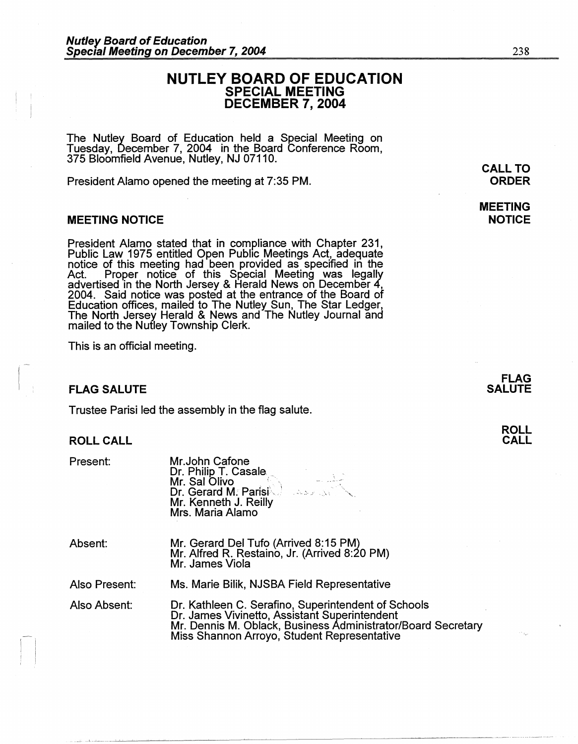# NUTLEY BOARD OF EDUCATION
## SPECIAL MEETING
## DECEMBER 7, 2004

The Nutley Board of Education held a Special Meeting on Tuesday, December 7, 2004 in the Board Conference Room, 375 Bloomfield Avenue, Nutley, NJ 07110.

**CALL TO ORDER**

President Alamo opened the meeting at 7:35 PM.

### MEETING NOTICE

President Alamo stated that in compliance with Chapter 231, Public Law 1975 entitled Open Public Meetings Act, adequate notice of this meeting had been provided as specified in the Act. Proper notice of this Special Meeting was legally advertised in the North Jersey & Herald News on December 4, 2004. Said notice was posted at the entrance of the Board of Education offices, mailed to The Nutley Sun, The Star Ledger, The North Jersey Herald & News and The Nutley Journal and mailed to the Nutley Township Clerk.

This is an official meeting.

### FLAG SALUTE

Trustee Parisi led the assembly in the flag salute.

### ROLL CALL

| | |
|---|---|
| Present: | Mr.John Cafone<br>Dr. Philip T. Casale<br>Mr. Sal Olivo<br>Dr. Gerard M. Parisi<br>Mr. Kenneth J. Reilly<br>Mrs. Maria Alamo |
| Absent: | Mr. Gerard Del Tufo (Arrived 8:15 PM)<br>Mr. Alfred R. Restaino, Jr. (Arrived 8:20 PM)<br>Mr. James Viola |
| Also Present: | Ms. Marie Bilik, NJSBA Field Representative |
| Also Absent: | Dr. Kathleen C. Serafino, Superintendent of Schools<br>Dr. James Vivinetto, Assistant Superintendent<br>Mr. Dennis M. Oblack, Business Administrator/Board Secretary<br>Miss Shannon Arroyo, Student Representative |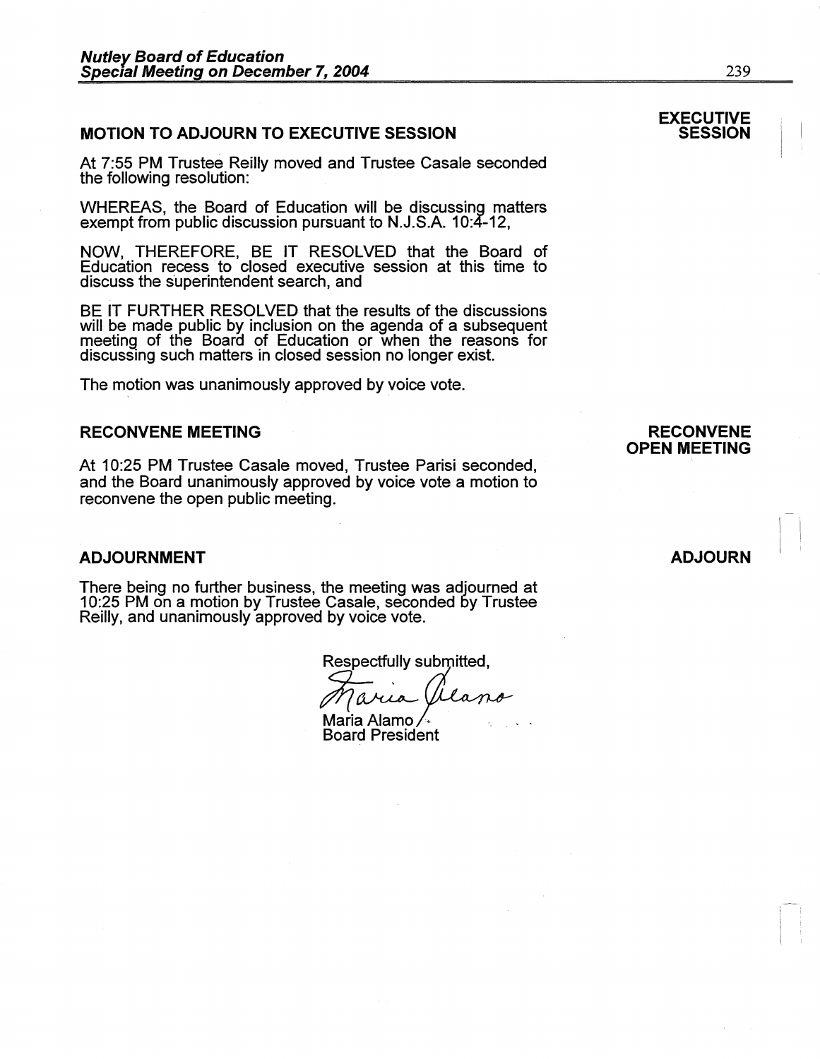## MOTION TO ADJOURN TO EXECUTIVE SESSION

**EXECUTIVE SESSION**

At 7:55 PM Trustee Reilly moved and Trustee Casale seconded the following resolution:

WHEREAS, the Board of Education will be discussing matters exempt from public discussion pursuant to N.J.S.A. 10:4-12,

NOW, THEREFORE, BE IT RESOLVED that the Board of Education recess to closed executive session at this time to discuss the superintendent search, and

BE IT FURTHER RESOLVED that the results of the discussions will be made public by inclusion on the agenda of a subsequent meeting of the Board of Education or when the reasons for discussing such matters in closed session no longer exist.

The motion was unanimously approved by voice vote.

## RECONVENE MEETING

**RECONVENE OPEN MEETING**

At 10:25 PM Trustee Casale moved, Trustee Parisi seconded, and the Board unanimously approved by voice vote a motion to reconvene the open public meeting.

## ADJOURNMENT

**ADJOURN**

There being no further business, the meeting was adjourned at 10:25 PM on a motion by Trustee Casale, seconded by Trustee Reilly, and unanimously approved by voice vote.

Respectfully submitted,

Maria Alamo
Board President